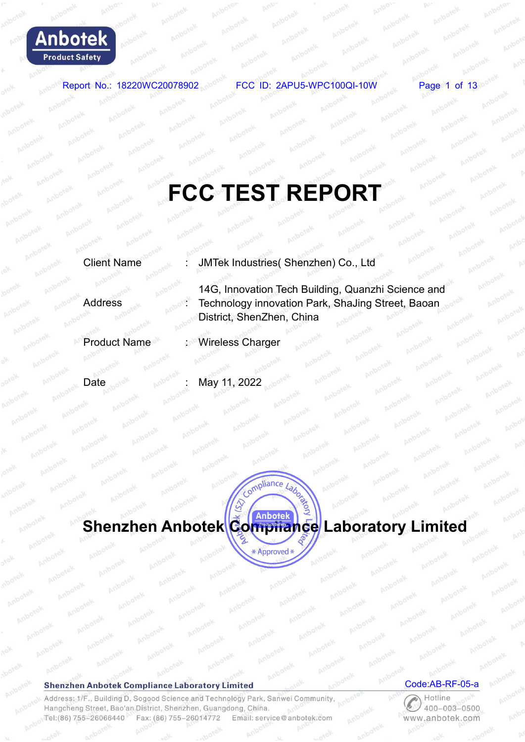# FCC TEST REPORT

| | | |
|---|---|---|
| Client Name | : | JMTek Industries( Shenzhen) Co., Ltd |
| Address | : | 14G, Innovation Tech Building, Quanzhi Science and Technology innovation Park, ShaJing Street, Baoan District, ShenZhen, China |
| Product Name | : | Wireless Charger |
| Date | : | May 11, 2022 |

**Shenzhen Anbotek Compliance Laboratory Limited**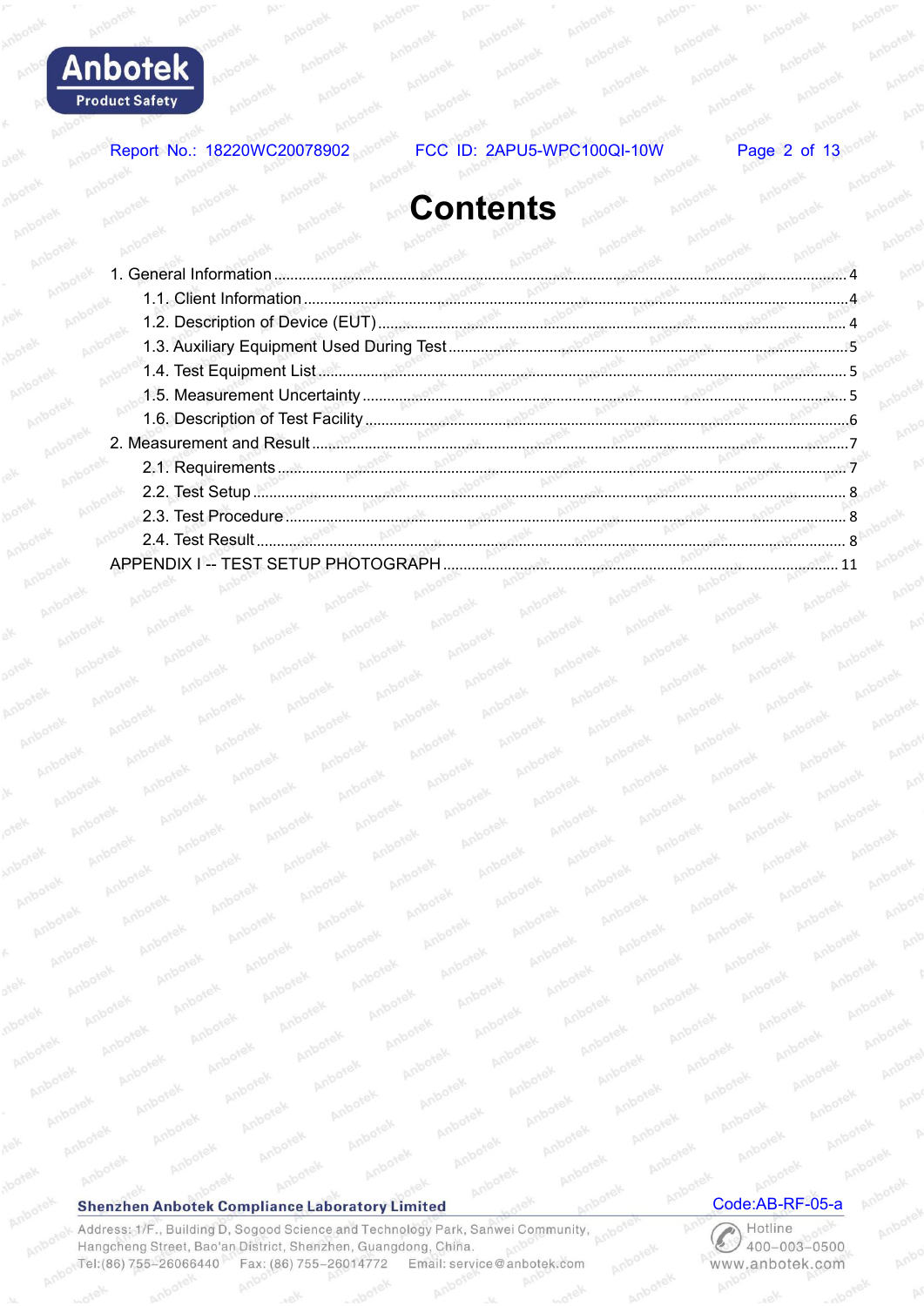# Contents

1. General Information .......... 4
    1.1. Client Information .......... 4
    1.2. Description of Device (EUT) .......... 4
    1.3. Auxiliary Equipment Used During Test .......... 5
    1.4. Test Equipment List .......... 5
    1.5. Measurement Uncertainty .......... 5
    1.6. Description of Test Facility .......... 6
2. Measurement and Result .......... 7
    2.1. Requirements .......... 7
    2.2. Test Setup .......... 8
    2.3. Test Procedure .......... 8
    2.4. Test Result .......... 8

APPENDIX I -- TEST SETUP PHOTOGRAPH .......... 11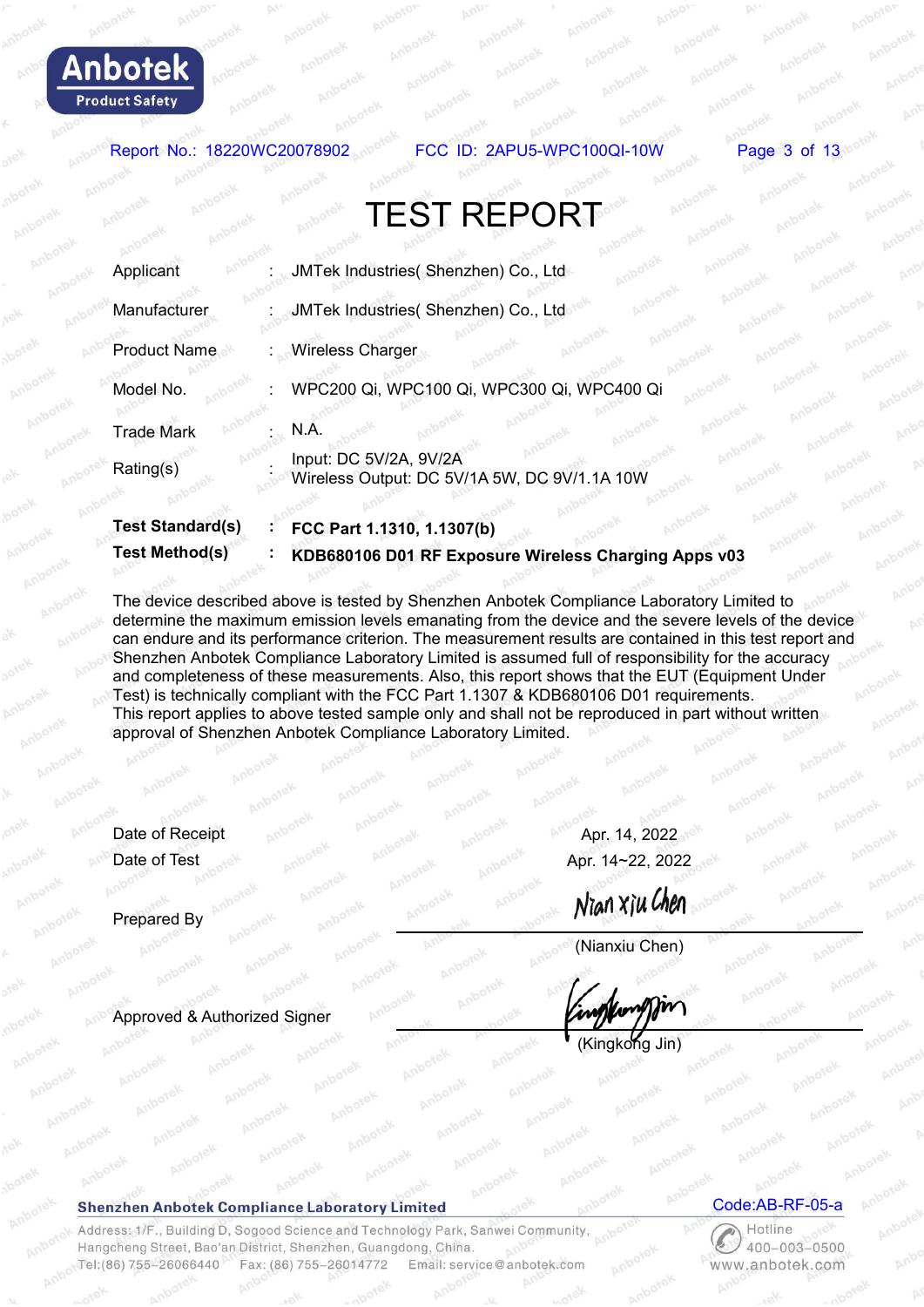# TEST REPORT

| | | |
|---|---|---|
| Applicant | : | JMTek Industries( Shenzhen) Co., Ltd |
| Manufacturer | : | JMTek Industries( Shenzhen) Co., Ltd |
| Product Name | : | Wireless Charger |
| Model No. | : | WPC200 Qi, WPC100 Qi, WPC300 Qi, WPC400 Qi |
| Trade Mark | : | N.A. |
| Rating(s) | : | Input: DC 5V/2A, 9V/2A<br>Wireless Output: DC 5V/1A 5W, DC 9V/1.1A 10W |
| **Test Standard(s)** | **:** | **FCC Part 1.1310, 1.1307(b)** |
| **Test Method(s)** | **:** | **KDB680106 D01 RF Exposure Wireless Charging Apps v03** |

The device described above is tested by Shenzhen Anbotek Compliance Laboratory Limited to determine the maximum emission levels emanating from the device and the severe levels of the device can endure and its performance criterion. The measurement results are contained in this test report and Shenzhen Anbotek Compliance Laboratory Limited is assumed full of responsibility for the accuracy and completeness of these measurements. Also, this report shows that the EUT (Equipment Under Test) is technically compliant with the FCC Part 1.1307 & KDB680106 D01 requirements.
This report applies to above tested sample only and shall not be reproduced in part without written approval of Shenzhen Anbotek Compliance Laboratory Limited.

| | |
|---|---|
| Date of Receipt | Apr. 14, 2022 |
| Date of Test | Apr. 14~22, 2022 |
| Prepared By | Nian Xiu Chen<br>(Nianxiu Chen) |
| Approved & Authorized Signer | (signature)<br>(Kingkong Jin) |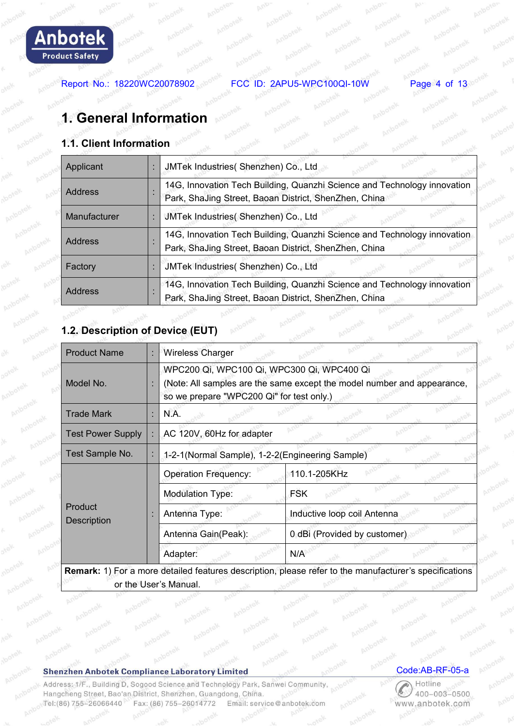# 1. General Information

## 1.1. Client Information

| | | |
|---|---|---|
| Applicant | : | JMTek Industries( Shenzhen) Co., Ltd |
| Address | : | 14G, Innovation Tech Building, Quanzhi Science and Technology innovation Park, ShaJing Street, Baoan District, ShenZhen, China |
| Manufacturer | : | JMTek Industries( Shenzhen) Co., Ltd |
| Address | : | 14G, Innovation Tech Building, Quanzhi Science and Technology innovation Park, ShaJing Street, Baoan District, ShenZhen, China |
| Factory | : | JMTek Industries( Shenzhen) Co., Ltd |
| Address | : | 14G, Innovation Tech Building, Quanzhi Science and Technology innovation Park, ShaJing Street, Baoan District, ShenZhen, China |

## 1.2. Description of Device (EUT)

| | | | |
|---|---|---|---|
| Product Name | : | Wireless Charger | |
| Model No. | : | WPC200 Qi, WPC100 Qi, WPC300 Qi, WPC400 Qi (Note: All samples are the same except the model number and appearance, so we prepare "WPC200 Qi" for test only.) | |
| Trade Mark | : | N.A. | |
| Test Power Supply | : | AC 120V, 60Hz for adapter | |
| Test Sample No. | : | 1-2-1(Normal Sample), 1-2-2(Engineering Sample) | |
| Product Description | : | Operation Frequency: | 110.1-205KHz |
| | | Modulation Type: | FSK |
| | | Antenna Type: | Inductive loop coil Antenna |
| | | Antenna Gain(Peak): | 0 dBi (Provided by customer) |
| | | Adapter: | N/A |

**Remark:** 1) For a more detailed features description, please refer to the manufacturer's specifications or the User's Manual.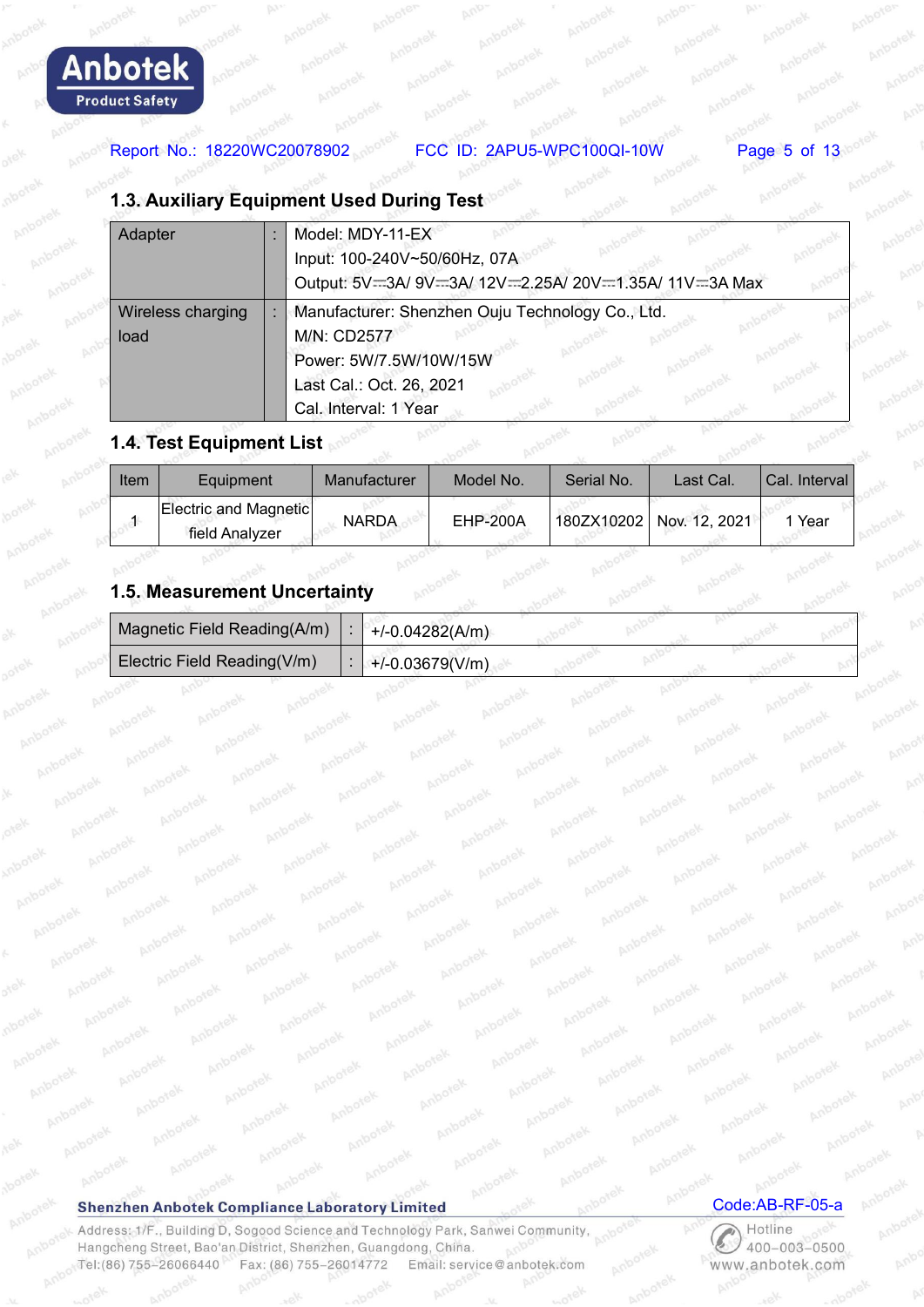## 1.3. Auxiliary Equipment Used During Test

| | | |
|---|---|---|
| Adapter | : | Model: MDY-11-EX<br>Input: 100-240V~50/60Hz, 07A<br>Output: 5V⎓3A/ 9V⎓3A/ 12V⎓2.25A/ 20V⎓1.35A/ 11V⎓3A Max |
| Wireless charging load | : | Manufacturer: Shenzhen Ouju Technology Co., Ltd.<br>M/N: CD2577<br>Power: 5W/7.5W/10W/15W<br>Last Cal.: Oct. 26, 2021<br>Cal. Interval: 1 Year |

## 1.4. Test Equipment List

| Item | Equipment | Manufacturer | Model No. | Serial No. | Last Cal. | Cal. Interval |
|---|---|---|---|---|---|---|
| 1 | Electric and Magnetic field Analyzer | NARDA | EHP-200A | 180ZX10202 | Nov. 12, 2021 | 1 Year |

## 1.5. Measurement Uncertainty

| | | |
|---|---|---|
| Magnetic Field Reading(A/m) | : | +/-0.04282(A/m) |
| Electric Field Reading(V/m) | : | +/-0.03679(V/m) |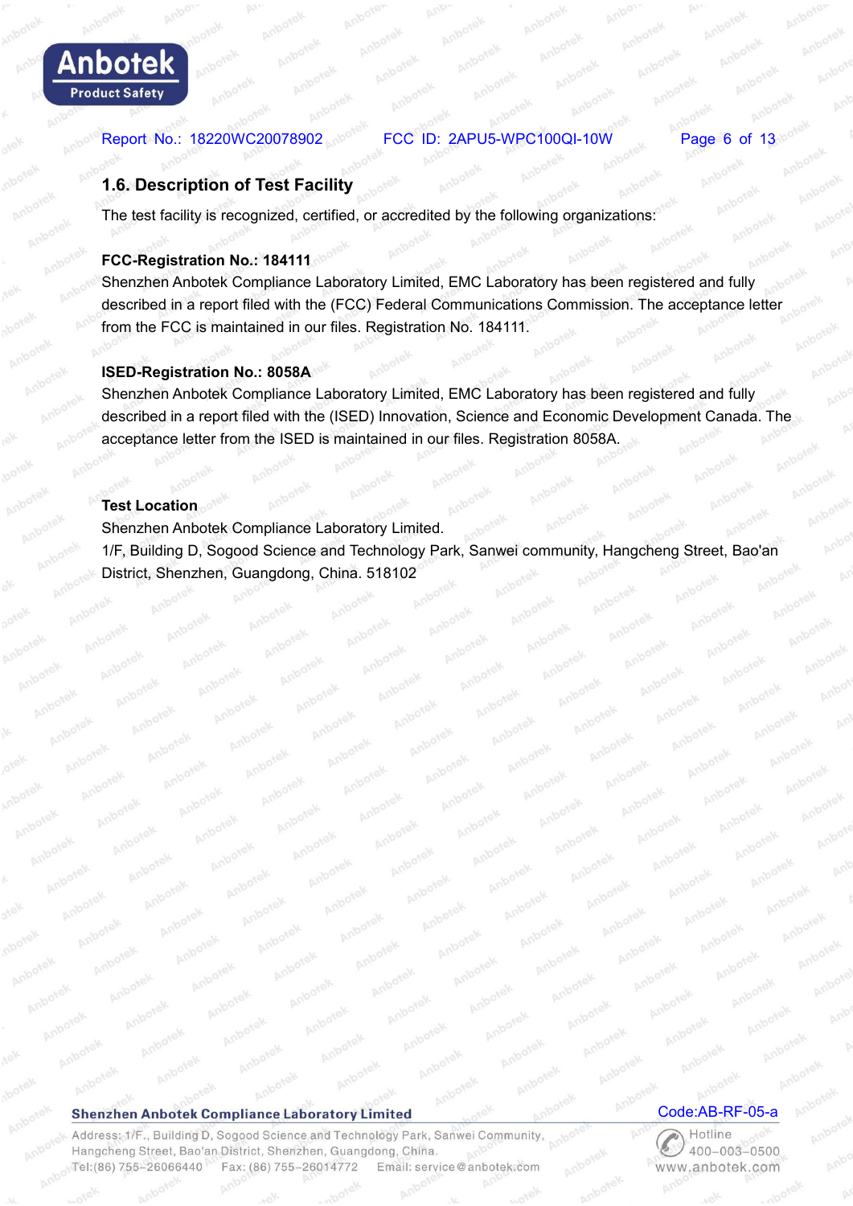## 1.6. Description of Test Facility

The test facility is recognized, certified, or accredited by the following organizations:

**FCC-Registration No.: 184111**

Shenzhen Anbotek Compliance Laboratory Limited, EMC Laboratory has been registered and fully described in a report filed with the (FCC) Federal Communications Commission. The acceptance letter from the FCC is maintained in our files. Registration No. 184111.

**ISED-Registration No.: 8058A**

Shenzhen Anbotek Compliance Laboratory Limited, EMC Laboratory has been registered and fully described in a report filed with the (ISED) Innovation, Science and Economic Development Canada. The acceptance letter from the ISED is maintained in our files. Registration 8058A.

**Test Location**

Shenzhen Anbotek Compliance Laboratory Limited.
1/F, Building D, Sogood Science and Technology Park, Sanwei community, Hangcheng Street, Bao'an District, Shenzhen, Guangdong, China. 518102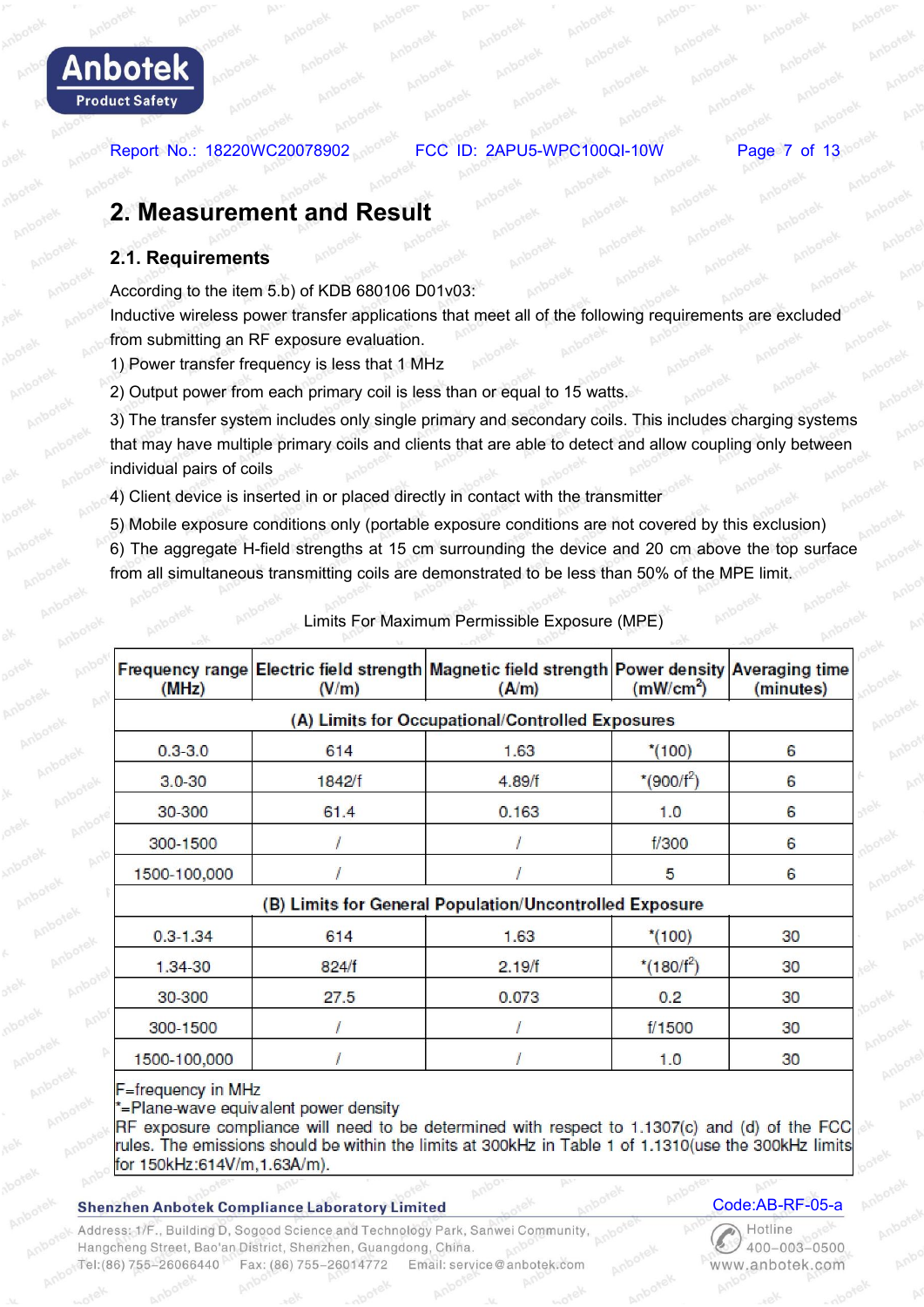# 2. Measurement and Result

## 2.1. Requirements

According to the item 5.b) of KDB 680106 D01v03:

Inductive wireless power transfer applications that meet all of the following requirements are excluded from submitting an RF exposure evaluation.

1) Power transfer frequency is less that 1 MHz

2) Output power from each primary coil is less than or equal to 15 watts.

3) The transfer system includes only single primary and secondary coils. This includes charging systems that may have multiple primary coils and clients that are able to detect and allow coupling only between individual pairs of coils

4) Client device is inserted in or placed directly in contact with the transmitter

5) Mobile exposure conditions only (portable exposure conditions are not covered by this exclusion)

6) The aggregate H-field strengths at 15 cm surrounding the device and 20 cm above the top surface from all simultaneous transmitting coils are demonstrated to be less than 50% of the MPE limit.

Limits For Maximum Permissible Exposure (MPE)

| Frequency range (MHz) | Electric field strength (V/m) | Magnetic field strength (A/m) | Power density ($mW/cm^2$) | Averaging time (minutes) |
|---|---|---|---|---|
| (A) Limits for Occupational/Controlled Exposures | | | | |
| 0.3-3.0 | 614 | 1.63 | *(100) | 6 |
| 3.0-30 | 1842/f | 4.89/f | *($900/f^2$) | 6 |
| 30-300 | 61.4 | 0.163 | 1.0 | 6 |
| 300-1500 | / | / | f/300 | 6 |
| 1500-100,000 | / | / | 5 | 6 |
| (B) Limits for General Population/Uncontrolled Exposure | | | | |
| 0.3-1.34 | 614 | 1.63 | *(100) | 30 |
| 1.34-30 | 824/f | 2.19/f | *($180/f^2$) | 30 |
| 30-300 | 27.5 | 0.073 | 0.2 | 30 |
| 300-1500 | / | / | f/1500 | 30 |
| 1500-100,000 | / | / | 1.0 | 30 |

F=frequency in MHz
*=Plane-wave equivalent power density
RF exposure compliance will need to be determined with respect to 1.1307(c) and (d) of the FCC rules. The emissions should be within the limits at 300kHz in Table 1 of 1.1310(use the 300kHz limits for 150kHz:614V/m,1.63A/m).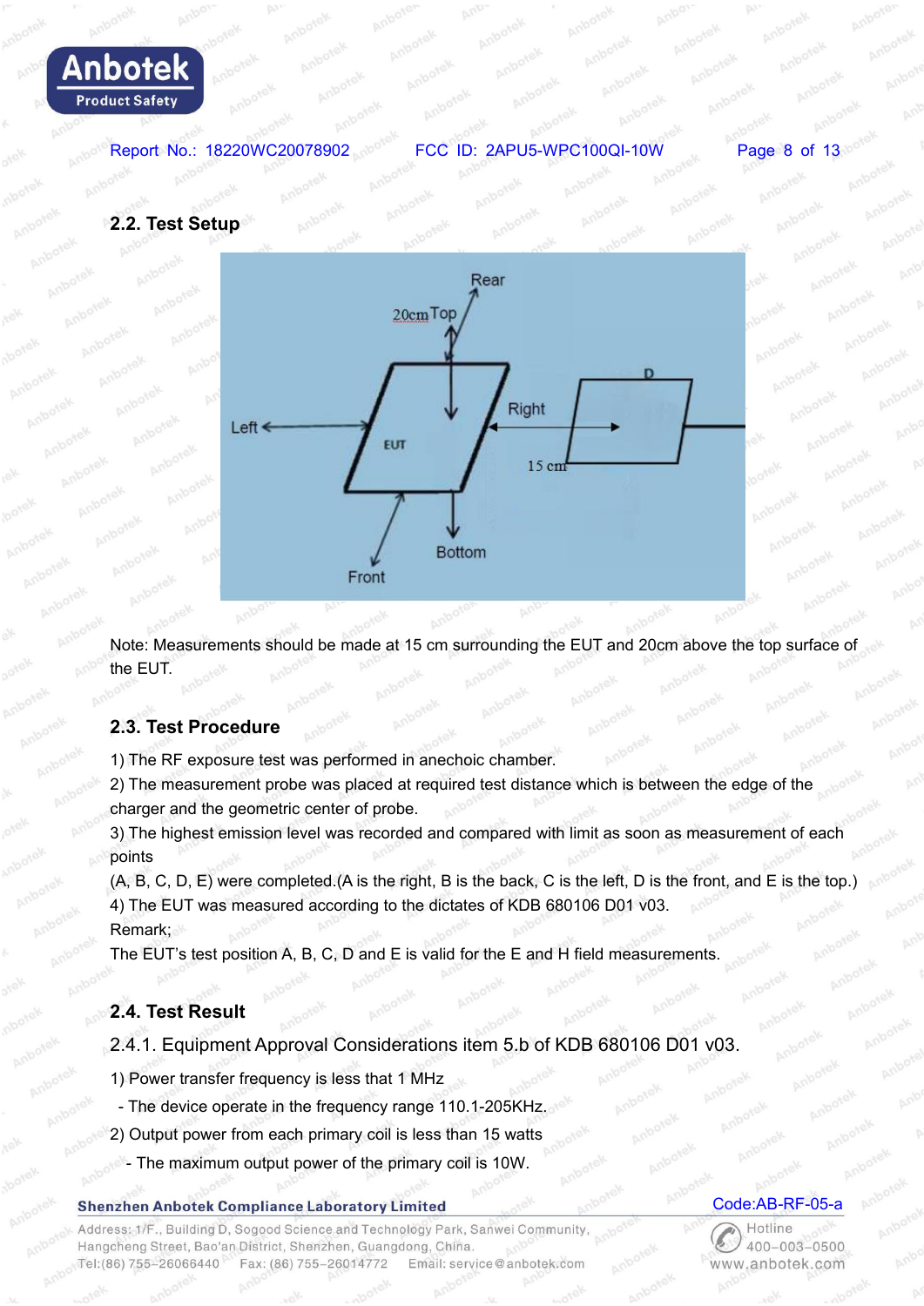## 2.2. Test Setup

Note: Measurements should be made at 15 cm surrounding the EUT and 20cm above the top surface of the EUT.

## 2.3. Test Procedure

1) The RF exposure test was performed in anechoic chamber.
2) The measurement probe was placed at required test distance which is between the edge of the charger and the geometric center of probe.
3) The highest emission level was recorded and compared with limit as soon as measurement of each points
(A, B, C, D, E) were completed.(A is the right, B is the back, C is the left, D is the front, and E is the top.)
4) The EUT was measured according to the dictates of KDB 680106 D01 v03.
Remark;
The EUT's test position A, B, C, D and E is valid for the E and H field measurements.

## 2.4. Test Result

### 2.4.1. Equipment Approval Considerations item 5.b of KDB 680106 D01 v03.

1) Power transfer frequency is less that 1 MHz
 - The device operate in the frequency range 110.1-205KHz.
2) Output power from each primary coil is less than 15 watts
 - The maximum output power of the primary coil is 10W.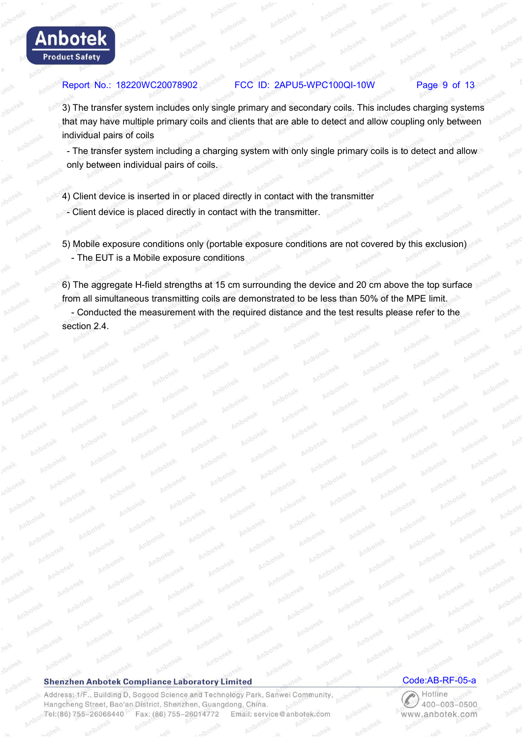3) The transfer system includes only single primary and secondary coils. This includes charging systems that may have multiple primary coils and clients that are able to detect and allow coupling only between individual pairs of coils

- The transfer system including a charging system with only single primary coils is to detect and allow only between individual pairs of coils.

4) Client device is inserted in or placed directly in contact with the transmitter

- Client device is placed directly in contact with the transmitter.

5) Mobile exposure conditions only (portable exposure conditions are not covered by this exclusion)

- The EUT is a Mobile exposure conditions

6) The aggregate H-field strengths at 15 cm surrounding the device and 20 cm above the top surface from all simultaneous transmitting coils are demonstrated to be less than 50% of the MPE limit.

- Conducted the measurement with the required distance and the test results please refer to the section 2.4.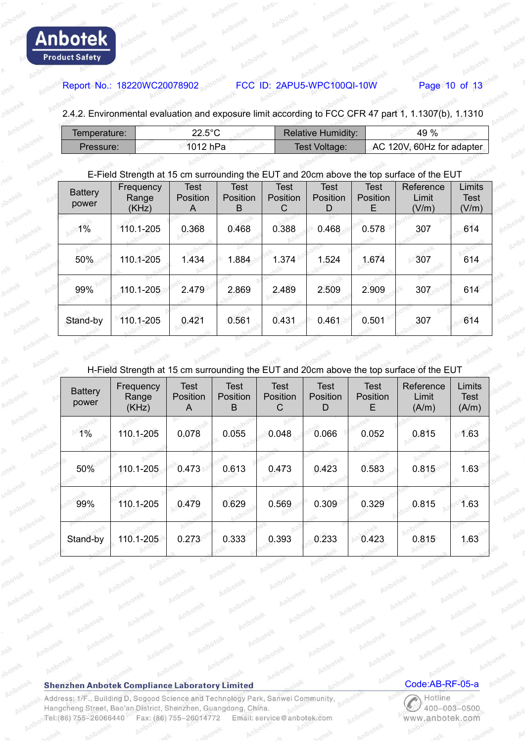2.4.2. Environmental evaluation and exposure limit according to FCC CFR 47 part 1, 1.1307(b), 1.1310

| Temperature: | 22.5°C | Relative Humidity: | 49 % |
|---|---|---|---|
| Pressure: | 1012 hPa | Test Voltage: | AC 120V, 60Hz for adapter |

E-Field Strength at 15 cm surrounding the EUT and 20cm above the top surface of the EUT

| Battery power | Frequency Range (KHz) | Test Position A | Test Position B | Test Position C | Test Position D | Test Position E | Reference Limit (V/m) | Limits Test (V/m) |
|---|---|---|---|---|---|---|---|---|
| 1% | 110.1-205 | 0.368 | 0.468 | 0.388 | 0.468 | 0.578 | 307 | 614 |
| 50% | 110.1-205 | 1.434 | 1.884 | 1.374 | 1.524 | 1.674 | 307 | 614 |
| 99% | 110.1-205 | 2.479 | 2.869 | 2.489 | 2.509 | 2.909 | 307 | 614 |
| Stand-by | 110.1-205 | 0.421 | 0.561 | 0.431 | 0.461 | 0.501 | 307 | 614 |

H-Field Strength at 15 cm surrounding the EUT and 20cm above the top surface of the EUT

| Battery power | Frequency Range (KHz) | Test Position A | Test Position B | Test Position C | Test Position D | Test Position E | Reference Limit (A/m) | Limits Test (A/m) |
|---|---|---|---|---|---|---|---|---|
| 1% | 110.1-205 | 0.078 | 0.055 | 0.048 | 0.066 | 0.052 | 0.815 | 1.63 |
| 50% | 110.1-205 | 0.473 | 0.613 | 0.473 | 0.423 | 0.583 | 0.815 | 1.63 |
| 99% | 110.1-205 | 0.479 | 0.629 | 0.569 | 0.309 | 0.329 | 0.815 | 1.63 |
| Stand-by | 110.1-205 | 0.273 | 0.333 | 0.393 | 0.233 | 0.423 | 0.815 | 1.63 |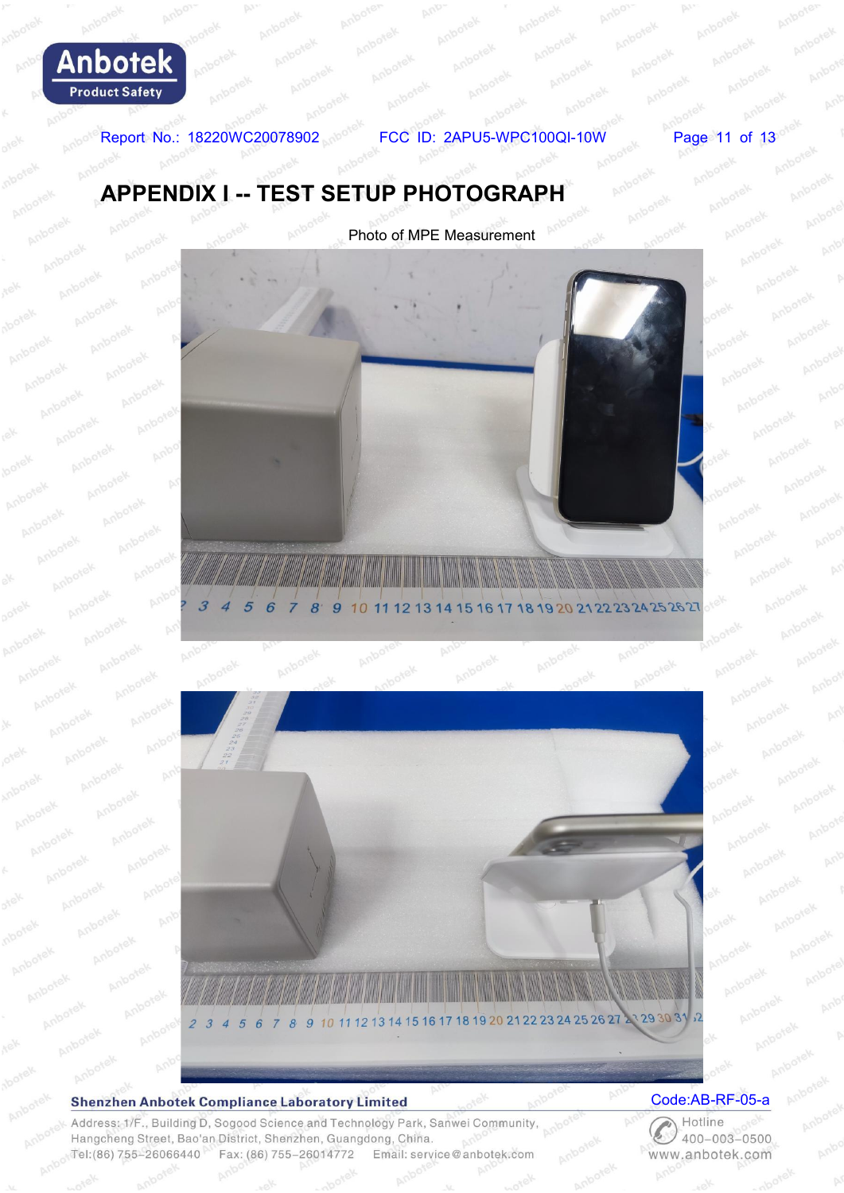# APPENDIX I -- TEST SETUP PHOTOGRAPH

Photo of MPE Measurement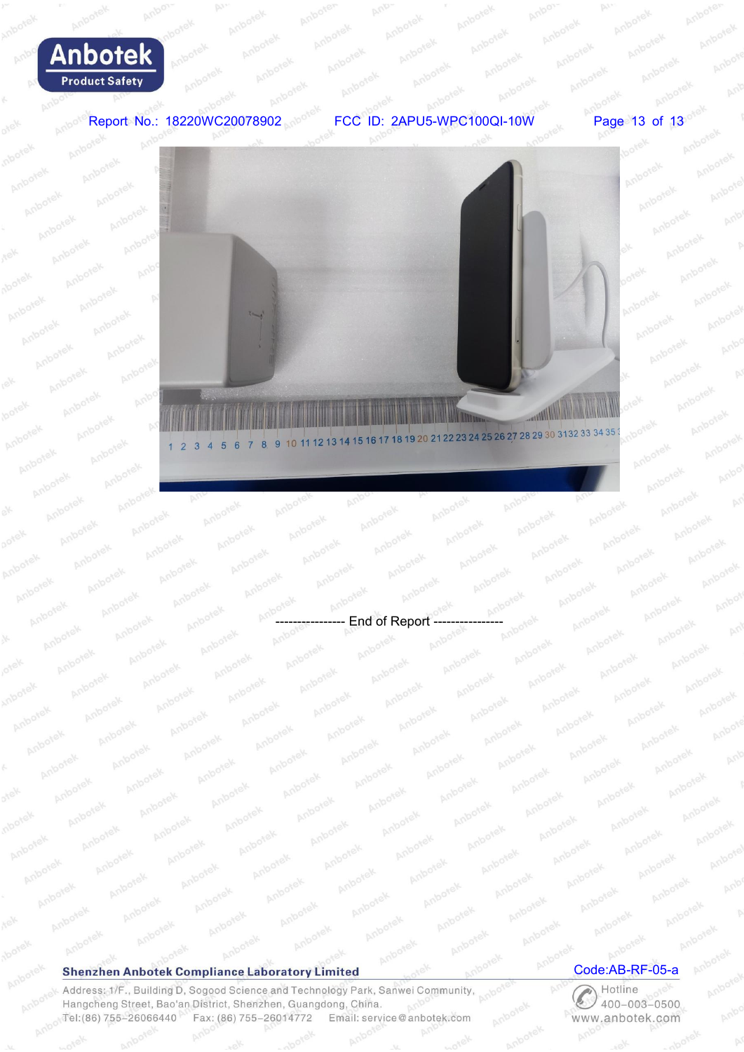---------------- End of Report ----------------